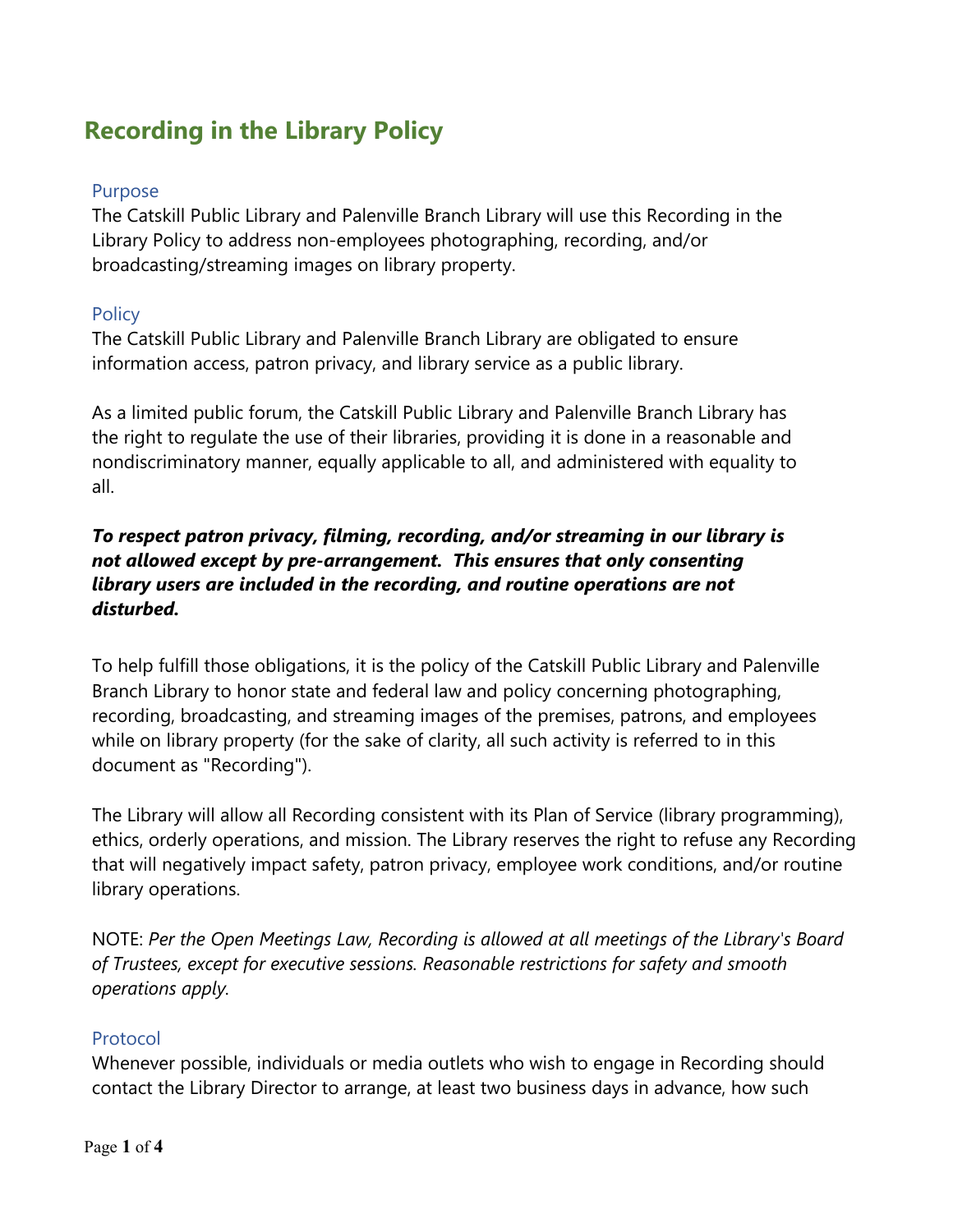# Recording in the Library Policy

## Purpose

The Catskill Public Library and Palenville Branch Library will use this Recording in the Library Policy to address non-employees photographing, recording, and/or broadcasting/streaming images on library property.

## Policy

The Catskill Public Library and Palenville Branch Library are obligated to ensure information access, patron privacy, and library service as a public library.

As a limited public forum, the Catskill Public Library and Palenville Branch Library has the right to regulate the use of their libraries, providing it is done in a reasonable and nondiscriminatory manner, equally applicable to all, and administered with equality to all.

***To respect patron privacy, filming, recording, and/or streaming in our library is not allowed except by pre-arrangement. This ensures that only consenting library users are included in the recording, and routine operations are not disturbed.***

To help fulfill those obligations, it is the policy of the Catskill Public Library and Palenville Branch Library to honor state and federal law and policy concerning photographing, recording, broadcasting, and streaming images of the premises, patrons, and employees while on library property (for the sake of clarity, all such activity is referred to in this document as "Recording").

The Library will allow all Recording consistent with its Plan of Service (library programming), ethics, orderly operations, and mission. The Library reserves the right to refuse any Recording that will negatively impact safety, patron privacy, employee work conditions, and/or routine library operations.

NOTE: *Per the Open Meetings Law, Recording is allowed at all meetings of the Library's Board of Trustees, except for executive sessions. Reasonable restrictions for safety and smooth operations apply.*

## Protocol

Whenever possible, individuals or media outlets who wish to engage in Recording should contact the Library Director to arrange, at least two business days in advance, how such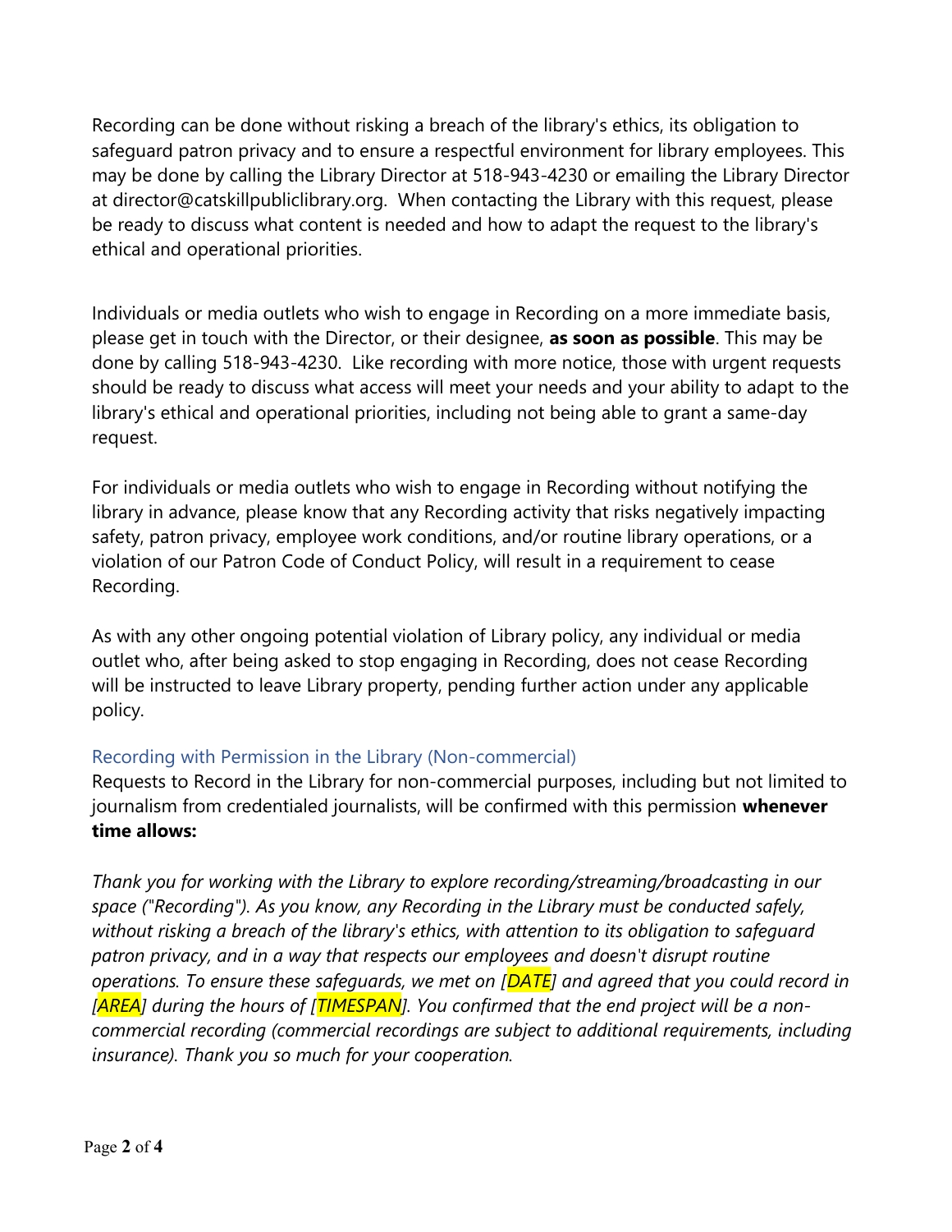Recording can be done without risking a breach of the library's ethics, its obligation to safeguard patron privacy and to ensure a respectful environment for library employees. This may be done by calling the Library Director at 518-943-4230 or emailing the Library Director at director@catskillpubliclibrary.org. When contacting the Library with this request, please be ready to discuss what content is needed and how to adapt the request to the library's ethical and operational priorities.

Individuals or media outlets who wish to engage in Recording on a more immediate basis, please get in touch with the Director, or their designee, **as soon as possible**. This may be done by calling 518-943-4230. Like recording with more notice, those with urgent requests should be ready to discuss what access will meet your needs and your ability to adapt to the library's ethical and operational priorities, including not being able to grant a same-day request.

For individuals or media outlets who wish to engage in Recording without notifying the library in advance, please know that any Recording activity that risks negatively impacting safety, patron privacy, employee work conditions, and/or routine library operations, or a violation of our Patron Code of Conduct Policy, will result in a requirement to cease Recording.

As with any other ongoing potential violation of Library policy, any individual or media outlet who, after being asked to stop engaging in Recording, does not cease Recording will be instructed to leave Library property, pending further action under any applicable policy.

### Recording with Permission in the Library (Non-commercial)

Requests to Record in the Library for non-commercial purposes, including but not limited to journalism from credentialed journalists, will be confirmed with this permission **whenever time allows:**

*Thank you for working with the Library to explore recording/streaming/broadcasting in our space ("Recording"). As you know, any Recording in the Library must be conducted safely, without risking a breach of the library's ethics, with attention to its obligation to safeguard patron privacy, and in a way that respects our employees and doesn't disrupt routine operations. To ensure these safeguards, we met on [DATE] and agreed that you could record in [AREA] during the hours of [TIMESPAN]. You confirmed that the end project will be a non-commercial recording (commercial recordings are subject to additional requirements, including insurance). Thank you so much for your cooperation.*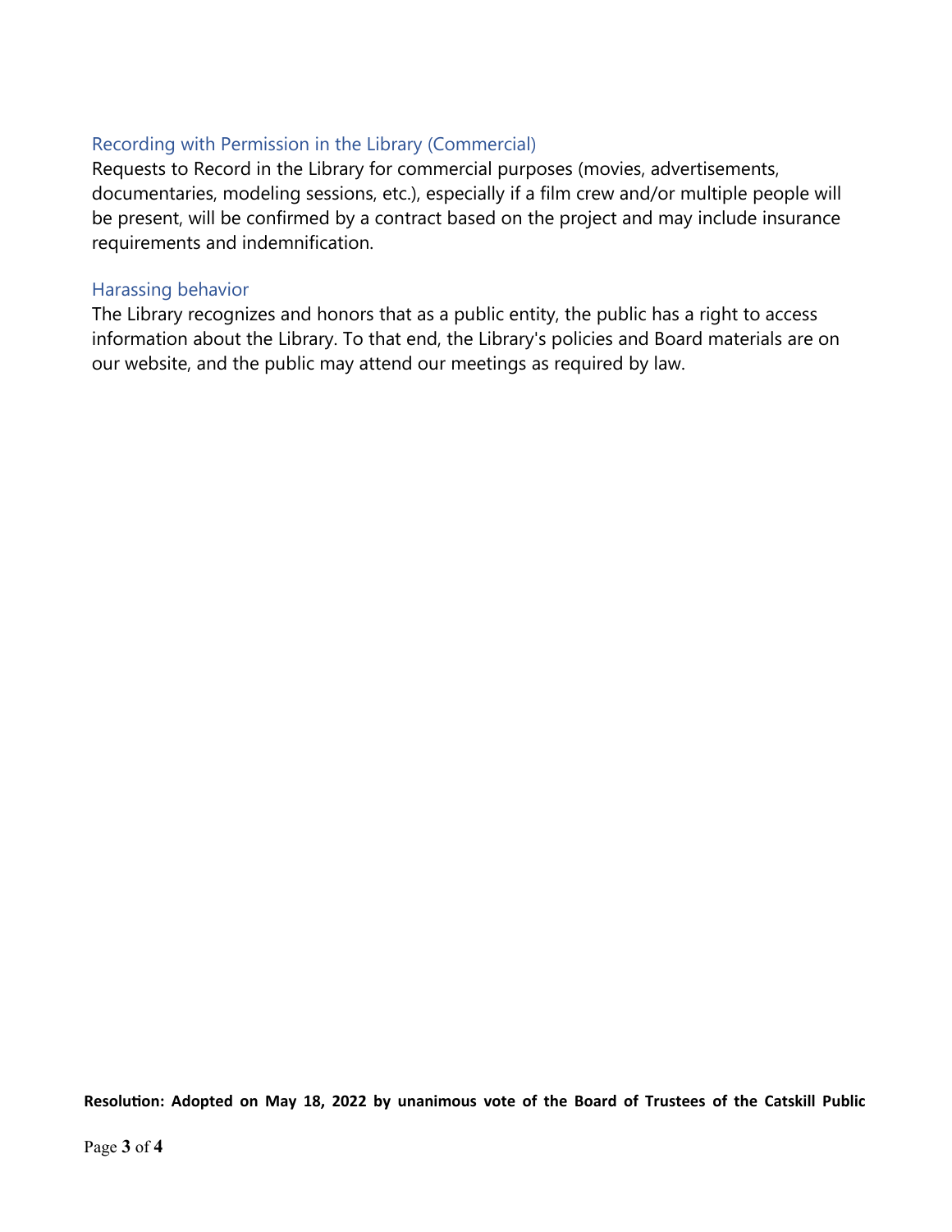### Recording with Permission in the Library (Commercial)

Requests to Record in the Library for commercial purposes (movies, advertisements, documentaries, modeling sessions, etc.), especially if a film crew and/or multiple people will be present, will be confirmed by a contract based on the project and may include insurance requirements and indemnification.

### Harassing behavior

The Library recognizes and honors that as a public entity, the public has a right to access information about the Library. To that end, the Library's policies and Board materials are on our website, and the public may attend our meetings as required by law.

**Resolution: Adopted on May 18, 2022 by unanimous vote of the Board of Trustees of the Catskill Public**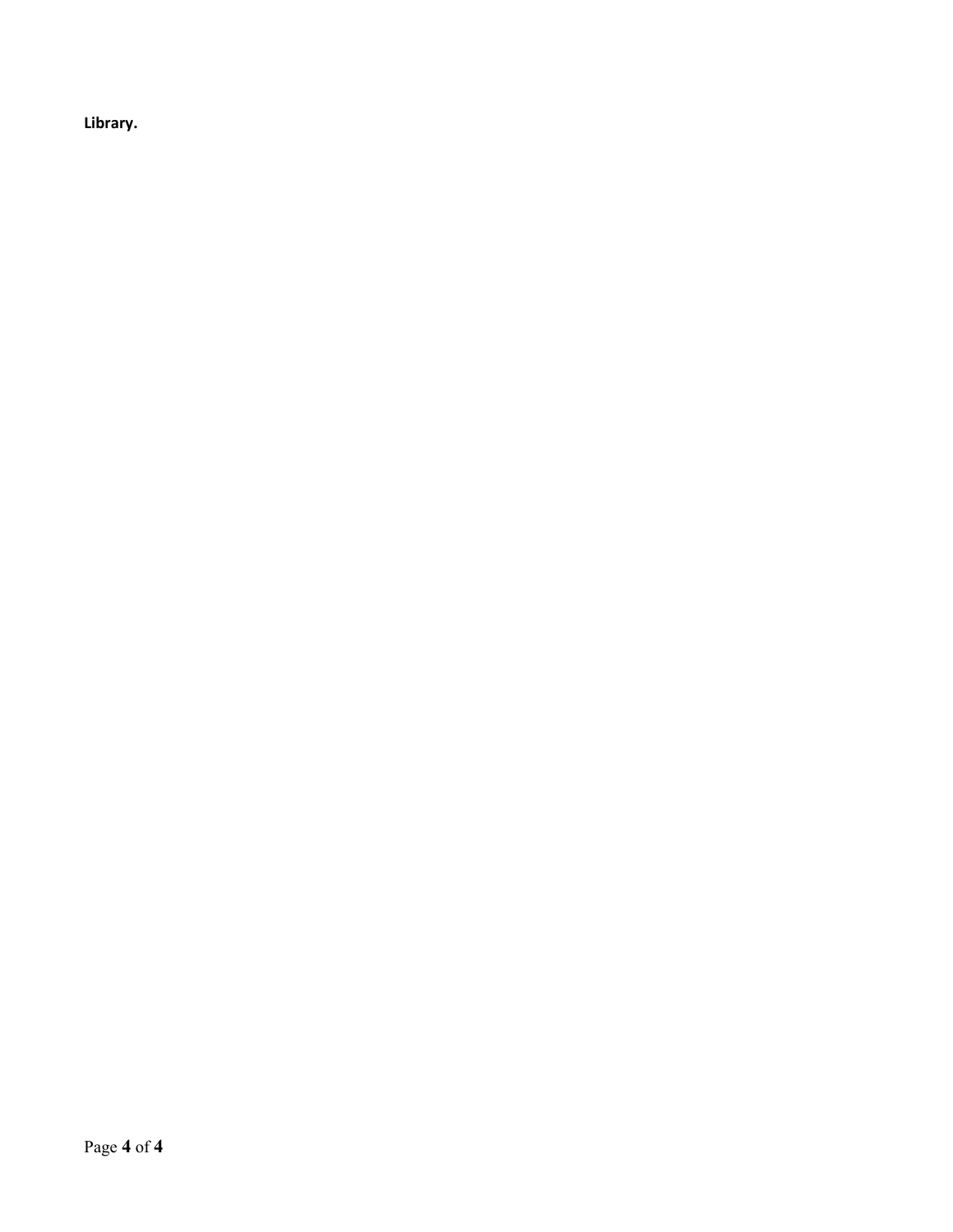**Library.**